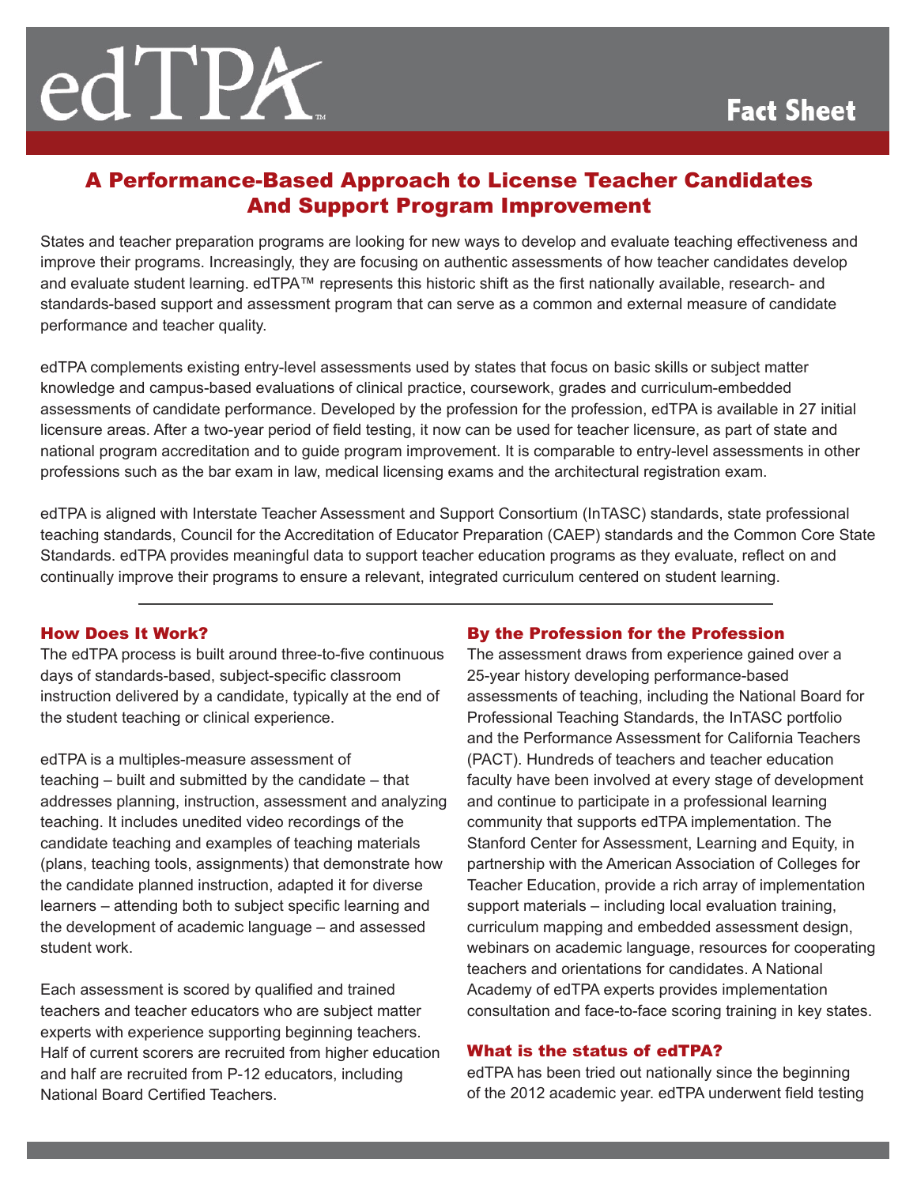# edTPA™

## Fact Sheet

## A Performance-Based Approach to License Teacher Candidates And Support Program Improvement

States and teacher preparation programs are looking for new ways to develop and evaluate teaching effectiveness and improve their programs. Increasingly, they are focusing on authentic assessments of how teacher candidates develop and evaluate student learning. edTPA™ represents this historic shift as the first nationally available, research- and standards-based support and assessment program that can serve as a common and external measure of candidate performance and teacher quality.

edTPA complements existing entry-level assessments used by states that focus on basic skills or subject matter knowledge and campus-based evaluations of clinical practice, coursework, grades and curriculum-embedded assessments of candidate performance. Developed by the profession for the profession, edTPA is available in 27 initial licensure areas. After a two-year period of field testing, it now can be used for teacher licensure, as part of state and national program accreditation and to guide program improvement. It is comparable to entry-level assessments in other professions such as the bar exam in law, medical licensing exams and the architectural registration exam.

edTPA is aligned with Interstate Teacher Assessment and Support Consortium (InTASC) standards, state professional teaching standards, Council for the Accreditation of Educator Preparation (CAEP) standards and the Common Core State Standards. edTPA provides meaningful data to support teacher education programs as they evaluate, reflect on and continually improve their programs to ensure a relevant, integrated curriculum centered on student learning.

---

### How Does It Work?

The edTPA process is built around three-to-five continuous days of standards-based, subject-specific classroom instruction delivered by a candidate, typically at the end of the student teaching or clinical experience.

edTPA is a multiples-measure assessment of teaching – built and submitted by the candidate – that addresses planning, instruction, assessment and analyzing teaching. It includes unedited video recordings of the candidate teaching and examples of teaching materials (plans, teaching tools, assignments) that demonstrate how the candidate planned instruction, adapted it for diverse learners – attending both to subject specific learning and the development of academic language – and assessed student work.

Each assessment is scored by qualified and trained teachers and teacher educators who are subject matter experts with experience supporting beginning teachers. Half of current scorers are recruited from higher education and half are recruited from P-12 educators, including National Board Certified Teachers.

### By the Profession for the Profession

The assessment draws from experience gained over a 25-year history developing performance-based assessments of teaching, including the National Board for Professional Teaching Standards, the InTASC portfolio and the Performance Assessment for California Teachers (PACT). Hundreds of teachers and teacher education faculty have been involved at every stage of development and continue to participate in a professional learning community that supports edTPA implementation. The Stanford Center for Assessment, Learning and Equity, in partnership with the American Association of Colleges for Teacher Education, provide a rich array of implementation support materials – including local evaluation training, curriculum mapping and embedded assessment design, webinars on academic language, resources for cooperating teachers and orientations for candidates. A National Academy of edTPA experts provides implementation consultation and face-to-face scoring training in key states.

### What is the status of edTPA?

edTPA has been tried out nationally since the beginning of the 2012 academic year. edTPA underwent field testing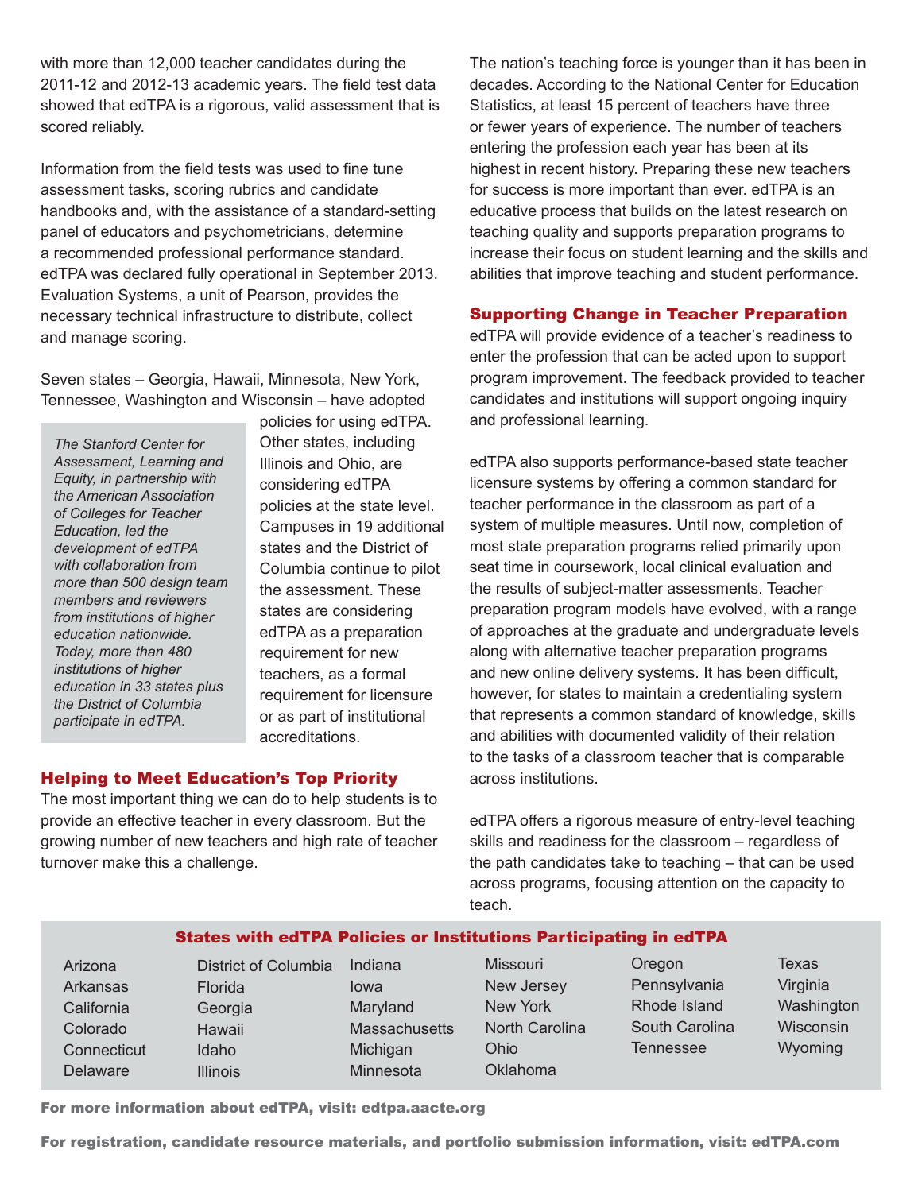with more than 12,000 teacher candidates during the 2011-12 and 2012-13 academic years. The field test data showed that edTPA is a rigorous, valid assessment that is scored reliably.

Information from the field tests was used to fine tune assessment tasks, scoring rubrics and candidate handbooks and, with the assistance of a standard-setting panel of educators and psychometricians, determine a recommended professional performance standard. edTPA was declared fully operational in September 2013. Evaluation Systems, a unit of Pearson, provides the necessary technical infrastructure to distribute, collect and manage scoring.

Seven states – Georgia, Hawaii, Minnesota, New York, Tennessee, Washington and Wisconsin – have adopted policies for using edTPA. Other states, including Illinois and Ohio, are considering edTPA policies at the state level. Campuses in 19 additional states and the District of Columbia continue to pilot the assessment. These states are considering edTPA as a preparation requirement for new teachers, as a formal requirement for licensure or as part of institutional accreditations.

*The Stanford Center for Assessment, Learning and Equity, in partnership with the American Association of Colleges for Teacher Education, led the development of edTPA with collaboration from more than 500 design team members and reviewers from institutions of higher education nationwide. Today, more than 480 institutions of higher education in 33 states plus the District of Columbia participate in edTPA.*

## Helping to Meet Education's Top Priority

The most important thing we can do to help students is to provide an effective teacher in every classroom. But the growing number of new teachers and high rate of teacher turnover make this a challenge.

The nation's teaching force is younger than it has been in decades. According to the National Center for Education Statistics, at least 15 percent of teachers have three or fewer years of experience. The number of teachers entering the profession each year has been at its highest in recent history. Preparing these new teachers for success is more important than ever. edTPA is an educative process that builds on the latest research on teaching quality and supports preparation programs to increase their focus on student learning and the skills and abilities that improve teaching and student performance.

## Supporting Change in Teacher Preparation

edTPA will provide evidence of a teacher's readiness to enter the profession that can be acted upon to support program improvement. The feedback provided to teacher candidates and institutions will support ongoing inquiry and professional learning.

edTPA also supports performance-based state teacher licensure systems by offering a common standard for teacher performance in the classroom as part of a system of multiple measures. Until now, completion of most state preparation programs relied primarily upon seat time in coursework, local clinical evaluation and the results of subject-matter assessments. Teacher preparation program models have evolved, with a range of approaches at the graduate and undergraduate levels along with alternative teacher preparation programs and new online delivery systems. It has been difficult, however, for states to maintain a credentialing system that represents a common standard of knowledge, skills and abilities with documented validity of their relation to the tasks of a classroom teacher that is comparable across institutions.

edTPA offers a rigorous measure of entry-level teaching skills and readiness for the classroom – regardless of the path candidates take to teaching – that can be used across programs, focusing attention on the capacity to teach.

## States with edTPA Policies or Institutions Participating in edTPA

| | | | | | |
|---|---|---|---|---|---|
| Arizona | District of Columbia | Indiana | Missouri | Oregon | Texas |
| Arkansas | Florida | Iowa | New Jersey | Pennsylvania | Virginia |
| California | Georgia | Maryland | New York | Rhode Island | Washington |
| Colorado | Hawaii | Massachusetts | North Carolina | South Carolina | Wisconsin |
| Connecticut | Idaho | Michigan | Ohio | Tennessee | Wyoming |
| Delaware | Illinois | Minnesota | Oklahoma | | |

**For more information about edTPA, visit: edtpa.aacte.org**

**For registration, candidate resource materials, and portfolio submission information, visit: edTPA.com**